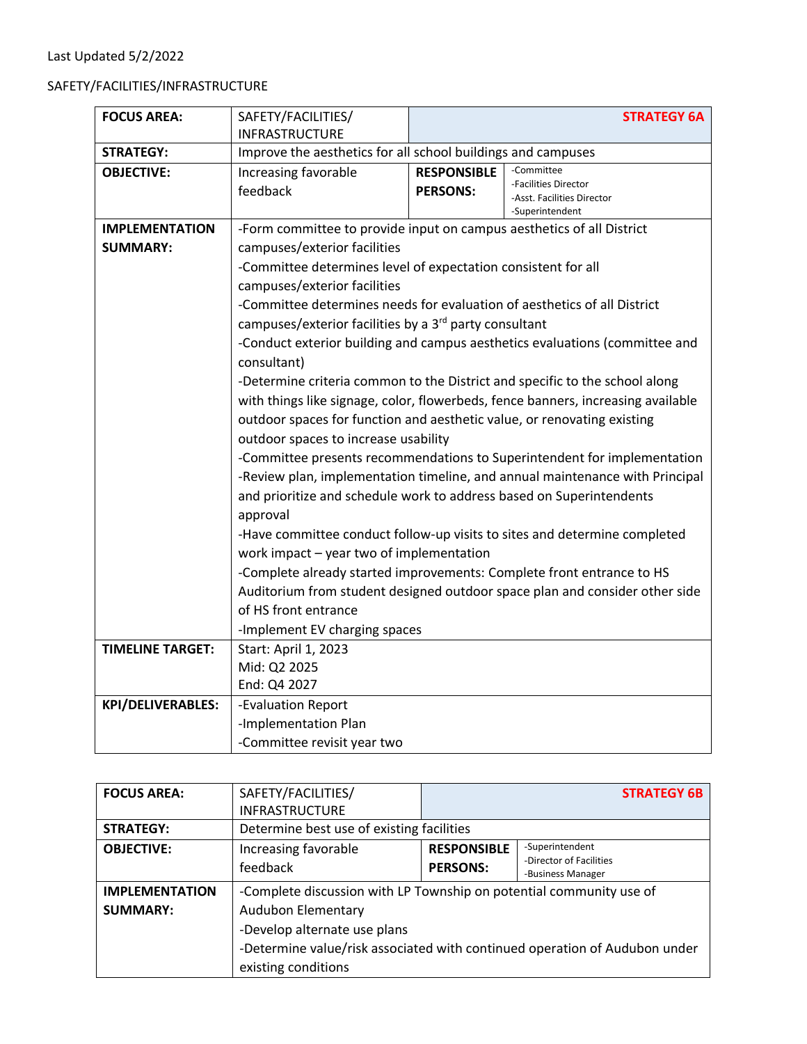Last Updated 5/2/2022

SAFETY/FACILITIES/INFRASTRUCTURE

| **FOCUS AREA:** | SAFETY/FACILITIES/ INFRASTRUCTURE | | **STRATEGY 6A** |
|---|---|---|---|
| **STRATEGY:** | Improve the aesthetics for all school buildings and campuses | | |
| **OBJECTIVE:** | Increasing favorable feedback | **RESPONSIBLE PERSONS:** | -Committee<br>-Facilities Director<br>-Asst. Facilities Director<br>-Superintendent |
| **IMPLEMENTATION SUMMARY:** | -Form committee to provide input on campus aesthetics of all District campuses/exterior facilities<br>-Committee determines level of expectation consistent for all campuses/exterior facilities<br>-Committee determines needs for evaluation of aesthetics of all District campuses/exterior facilities by a 3rd party consultant<br>-Conduct exterior building and campus aesthetics evaluations (committee and consultant)<br>-Determine criteria common to the District and specific to the school along with things like signage, color, flowerbeds, fence banners, increasing available outdoor spaces for function and aesthetic value, or renovating existing outdoor spaces to increase usability<br>-Committee presents recommendations to Superintendent for implementation<br>-Review plan, implementation timeline, and annual maintenance with Principal and prioritize and schedule work to address based on Superintendents approval<br>-Have committee conduct follow-up visits to sites and determine completed work impact – year two of implementation<br>-Complete already started improvements: Complete front entrance to HS Auditorium from student designed outdoor space plan and consider other side of HS front entrance<br>-Implement EV charging spaces | | |
| **TIMELINE TARGET:** | Start: April 1, 2023<br>Mid: Q2 2025<br>End: Q4 2027 | | |
| **KPI/DELIVERABLES:** | -Evaluation Report<br>-Implementation Plan<br>-Committee revisit year two | | |

| **FOCUS AREA:** | SAFETY/FACILITIES/ INFRASTRUCTURE | | **STRATEGY 6B** |
|---|---|---|---|
| **STRATEGY:** | Determine best use of existing facilities | | |
| **OBJECTIVE:** | Increasing favorable feedback | **RESPONSIBLE PERSONS:** | -Superintendent<br>-Director of Facilities<br>-Business Manager |
| **IMPLEMENTATION SUMMARY:** | -Complete discussion with LP Township on potential community use of Audubon Elementary<br>-Develop alternate use plans<br>-Determine value/risk associated with continued operation of Audubon under existing conditions | | |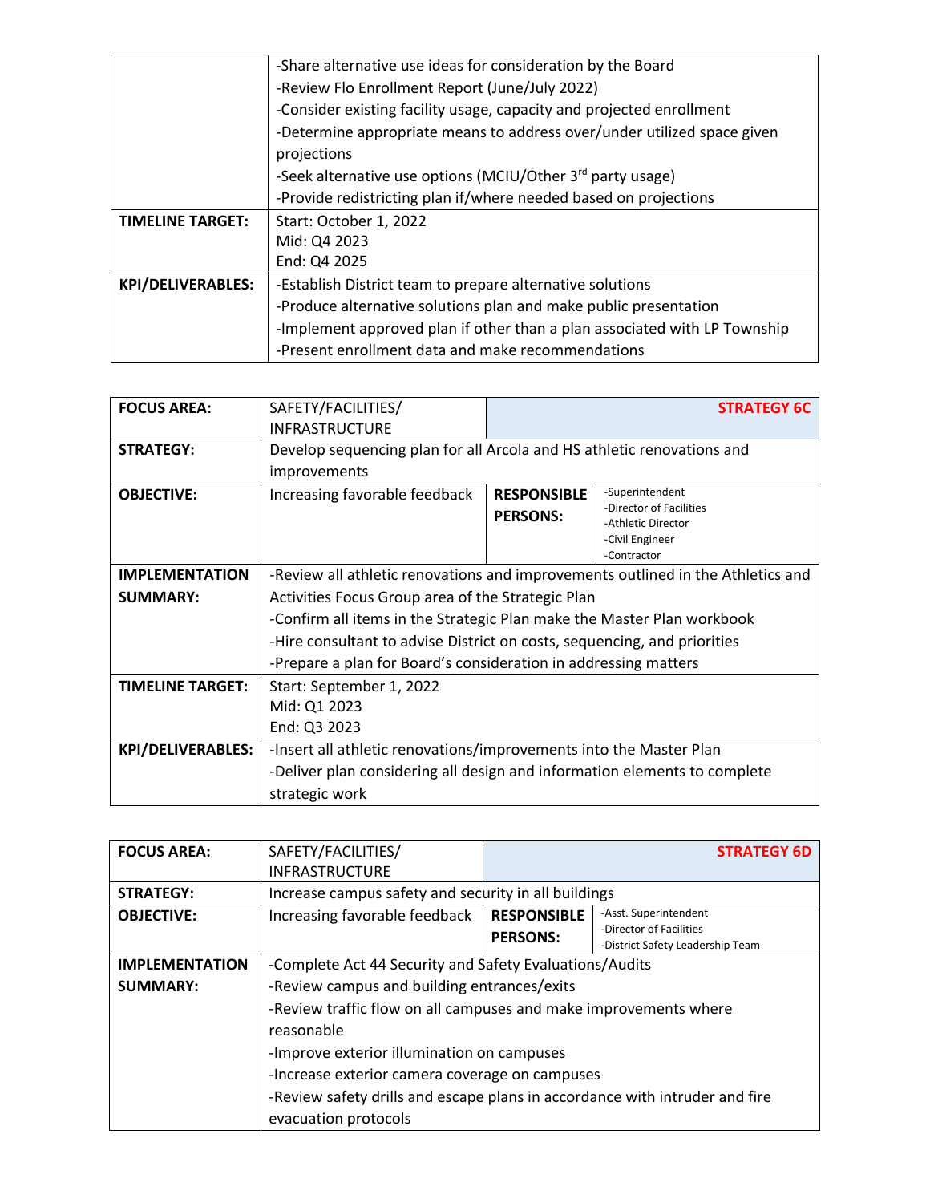| | |
|---|---|
| | -Share alternative use ideas for consideration by the Board<br>-Review Flo Enrollment Report (June/July 2022)<br>-Consider existing facility usage, capacity and projected enrollment<br>-Determine appropriate means to address over/under utilized space given projections<br>-Seek alternative use options (MCIU/Other 3rd party usage)<br>-Provide redistricting plan if/where needed based on projections |
| **TIMELINE TARGET:** | Start: October 1, 2022<br>Mid: Q4 2023<br>End: Q4 2025 |
| **KPI/DELIVERABLES:** | -Establish District team to prepare alternative solutions<br>-Produce alternative solutions plan and make public presentation<br>-Implement approved plan if other than a plan associated with LP Township<br>-Present enrollment data and make recommendations |

| **FOCUS AREA:** | SAFETY/FACILITIES/ INFRASTRUCTURE | | **STRATEGY 6C** |
|---|---|---|---|
| **STRATEGY:** | Develop sequencing plan for all Arcola and HS athletic renovations and improvements | | |
| **OBJECTIVE:** | Increasing favorable feedback | **RESPONSIBLE PERSONS:** | -Superintendent<br>-Director of Facilities<br>-Athletic Director<br>-Civil Engineer<br>-Contractor |
| **IMPLEMENTATION SUMMARY:** | -Review all athletic renovations and improvements outlined in the Athletics and Activities Focus Group area of the Strategic Plan<br>-Confirm all items in the Strategic Plan make the Master Plan workbook<br>-Hire consultant to advise District on costs, sequencing, and priorities<br>-Prepare a plan for Board's consideration in addressing matters | | |
| **TIMELINE TARGET:** | Start: September 1, 2022<br>Mid: Q1 2023<br>End: Q3 2023 | | |
| **KPI/DELIVERABLES:** | -Insert all athletic renovations/improvements into the Master Plan<br>-Deliver plan considering all design and information elements to complete strategic work | | |

| **FOCUS AREA:** | SAFETY/FACILITIES/ INFRASTRUCTURE | | **STRATEGY 6D** |
|---|---|---|---|
| **STRATEGY:** | Increase campus safety and security in all buildings | | |
| **OBJECTIVE:** | Increasing favorable feedback | **RESPONSIBLE PERSONS:** | -Asst. Superintendent<br>-Director of Facilities<br>-District Safety Leadership Team |
| **IMPLEMENTATION SUMMARY:** | -Complete Act 44 Security and Safety Evaluations/Audits<br>-Review campus and building entrances/exits<br>-Review traffic flow on all campuses and make improvements where reasonable<br>-Improve exterior illumination on campuses<br>-Increase exterior camera coverage on campuses<br>-Review safety drills and escape plans in accordance with intruder and fire evacuation protocols | | |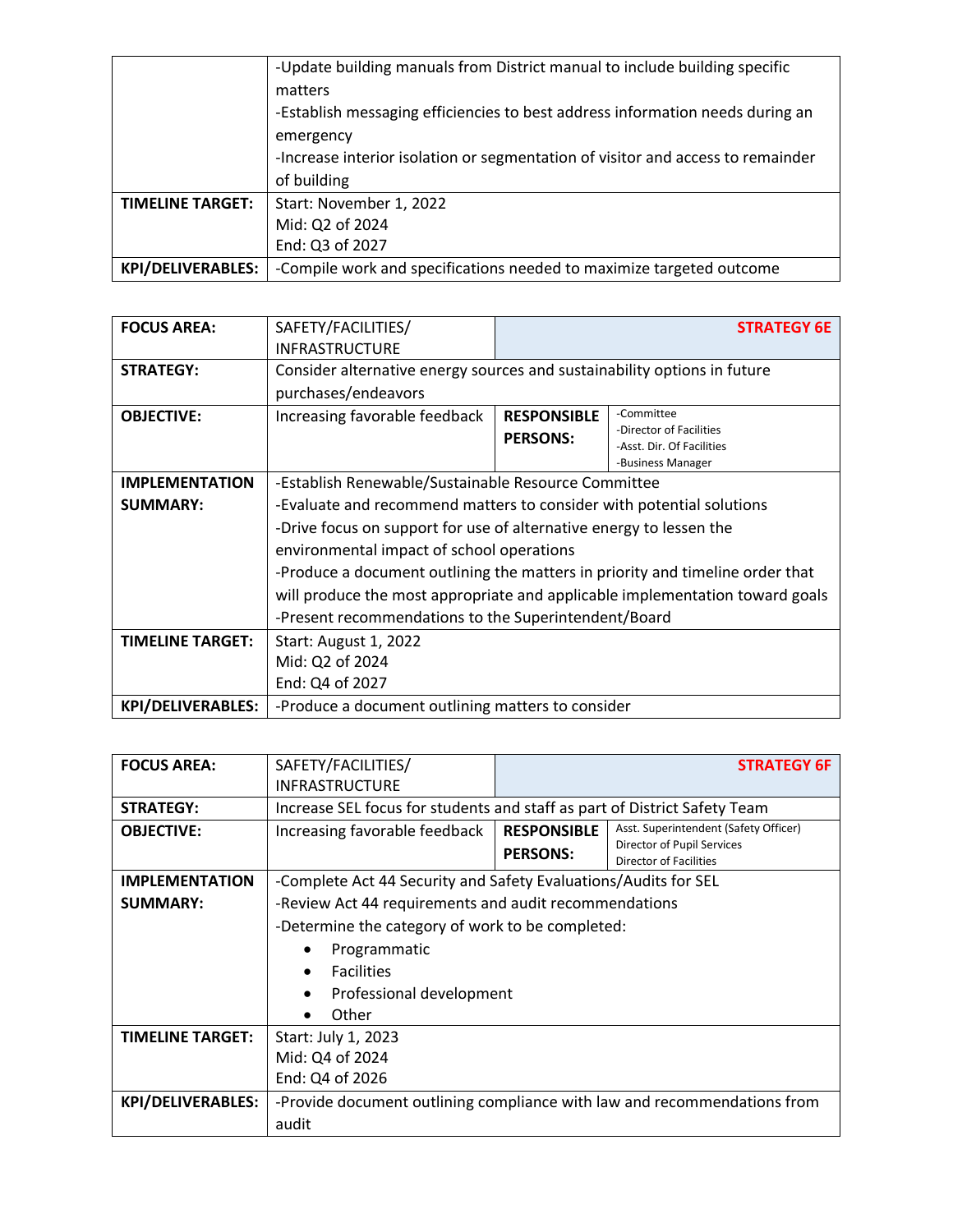| | |
|---|---|
| | -Update building manuals from District manual to include building specific matters<br>-Establish messaging efficiencies to best address information needs during an emergency<br>-Increase interior isolation or segmentation of visitor and access to remainder of building |
| **TIMELINE TARGET:** | Start: November 1, 2022<br>Mid: Q2 of 2024<br>End: Q3 of 2027 |
| **KPI/DELIVERABLES:** | -Compile work and specifications needed to maximize targeted outcome |

| **FOCUS AREA:** | SAFETY/FACILITIES/ INFRASTRUCTURE | | **STRATEGY 6E** |
|---|---|---|---|
| **STRATEGY:** | Consider alternative energy sources and sustainability options in future purchases/endeavors | | |
| **OBJECTIVE:** | Increasing favorable feedback | **RESPONSIBLE PERSONS:** | -Committee<br>-Director of Facilities<br>-Asst. Dir. Of Facilities<br>-Business Manager |
| **IMPLEMENTATION SUMMARY:** | -Establish Renewable/Sustainable Resource Committee<br>-Evaluate and recommend matters to consider with potential solutions<br>-Drive focus on support for use of alternative energy to lessen the environmental impact of school operations<br>-Produce a document outlining the matters in priority and timeline order that will produce the most appropriate and applicable implementation toward goals<br>-Present recommendations to the Superintendent/Board | | |
| **TIMELINE TARGET:** | Start: August 1, 2022<br>Mid: Q2 of 2024<br>End: Q4 of 2027 | | |
| **KPI/DELIVERABLES:** | -Produce a document outlining matters to consider | | |

| **FOCUS AREA:** | SAFETY/FACILITIES/ INFRASTRUCTURE | | **STRATEGY 6F** |
|---|---|---|---|
| **STRATEGY:** | Increase SEL focus for students and staff as part of District Safety Team | | |
| **OBJECTIVE:** | Increasing favorable feedback | **RESPONSIBLE PERSONS:** | Asst. Superintendent (Safety Officer)<br>Director of Pupil Services<br>Director of Facilities |
| **IMPLEMENTATION SUMMARY:** | -Complete Act 44 Security and Safety Evaluations/Audits for SEL<br>-Review Act 44 requirements and audit recommendations<br>-Determine the category of work to be completed:<br>• Programmatic<br>• Facilities<br>• Professional development<br>• Other | | |
| **TIMELINE TARGET:** | Start: July 1, 2023<br>Mid: Q4 of 2024<br>End: Q4 of 2026 | | |
| **KPI/DELIVERABLES:** | -Provide document outlining compliance with law and recommendations from audit | | |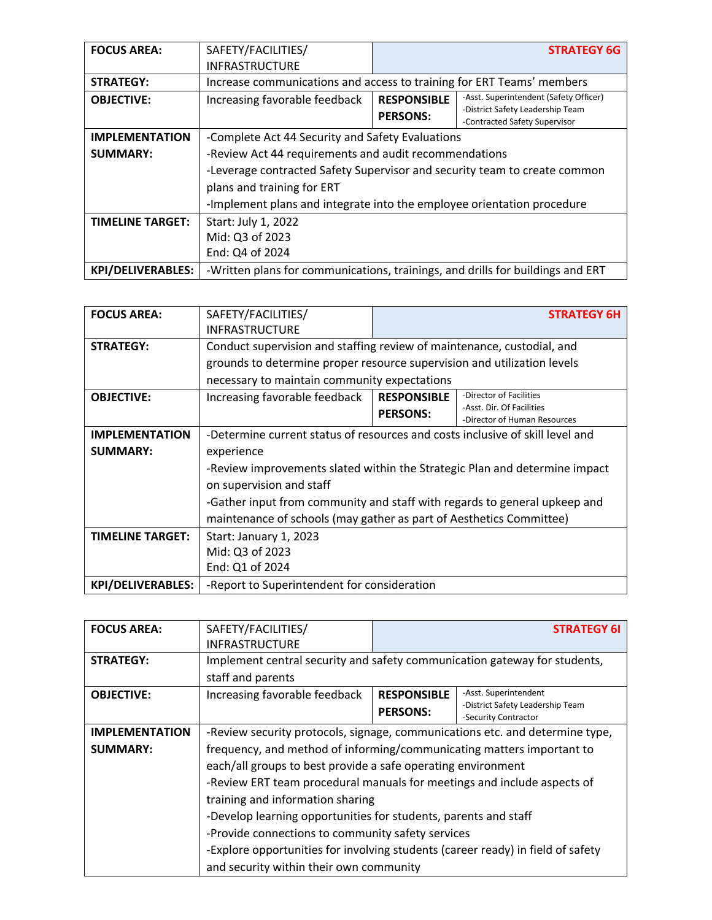| FOCUS AREA: | SAFETY/FACILITIES/ INFRASTRUCTURE | | **STRATEGY 6G** |
|---|---|---|---|
| **STRATEGY:** | Increase communications and access to training for ERT Teams' members | | |
| **OBJECTIVE:** | Increasing favorable feedback | **RESPONSIBLE PERSONS:** | -Asst. Superintendent (Safety Officer)<br>-District Safety Leadership Team<br>-Contracted Safety Supervisor |
| **IMPLEMENTATION SUMMARY:** | -Complete Act 44 Security and Safety Evaluations<br>-Review Act 44 requirements and audit recommendations<br>-Leverage contracted Safety Supervisor and security team to create common plans and training for ERT<br>-Implement plans and integrate into the employee orientation procedure | | |
| **TIMELINE TARGET:** | Start: July 1, 2022<br>Mid: Q3 of 2023<br>End: Q4 of 2024 | | |
| **KPI/DELIVERABLES:** | -Written plans for communications, trainings, and drills for buildings and ERT | | |

| FOCUS AREA: | SAFETY/FACILITIES/ INFRASTRUCTURE | | **STRATEGY 6H** |
|---|---|---|---|
| **STRATEGY:** | Conduct supervision and staffing review of maintenance, custodial, and grounds to determine proper resource supervision and utilization levels necessary to maintain community expectations | | |
| **OBJECTIVE:** | Increasing favorable feedback | **RESPONSIBLE PERSONS:** | -Director of Facilities<br>-Asst. Dir. Of Facilities<br>-Director of Human Resources |
| **IMPLEMENTATION SUMMARY:** | -Determine current status of resources and costs inclusive of skill level and experience<br>-Review improvements slated within the Strategic Plan and determine impact on supervision and staff<br>-Gather input from community and staff with regards to general upkeep and maintenance of schools (may gather as part of Aesthetics Committee) | | |
| **TIMELINE TARGET:** | Start: January 1, 2023<br>Mid: Q3 of 2023<br>End: Q1 of 2024 | | |
| **KPI/DELIVERABLES:** | -Report to Superintendent for consideration | | |

| FOCUS AREA: | SAFETY/FACILITIES/ INFRASTRUCTURE | | **STRATEGY 6I** |
|---|---|---|---|
| **STRATEGY:** | Implement central security and safety communication gateway for students, staff and parents | | |
| **OBJECTIVE:** | Increasing favorable feedback | **RESPONSIBLE PERSONS:** | -Asst. Superintendent<br>-District Safety Leadership Team<br>-Security Contractor |
| **IMPLEMENTATION SUMMARY:** | -Review security protocols, signage, communications etc. and determine type, frequency, and method of informing/communicating matters important to each/all groups to best provide a safe operating environment<br>-Review ERT team procedural manuals for meetings and include aspects of training and information sharing<br>-Develop learning opportunities for students, parents and staff<br>-Provide connections to community safety services<br>-Explore opportunities for involving students (career ready) in field of safety and security within their own community | | |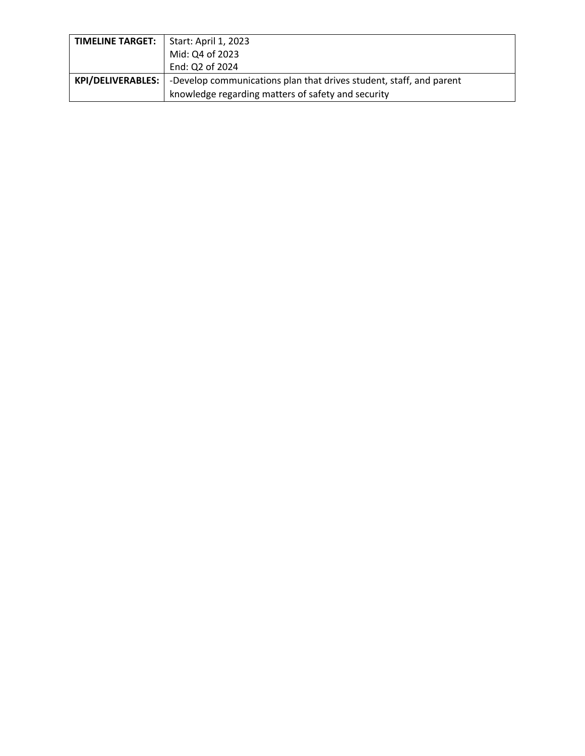| | |
|---|---|
| **TIMELINE TARGET:** | Start: April 1, 2023<br>Mid: Q4 of 2023<br>End: Q2 of 2024 |
| **KPI/DELIVERABLES:** | -Develop communications plan that drives student, staff, and parent knowledge regarding matters of safety and security |